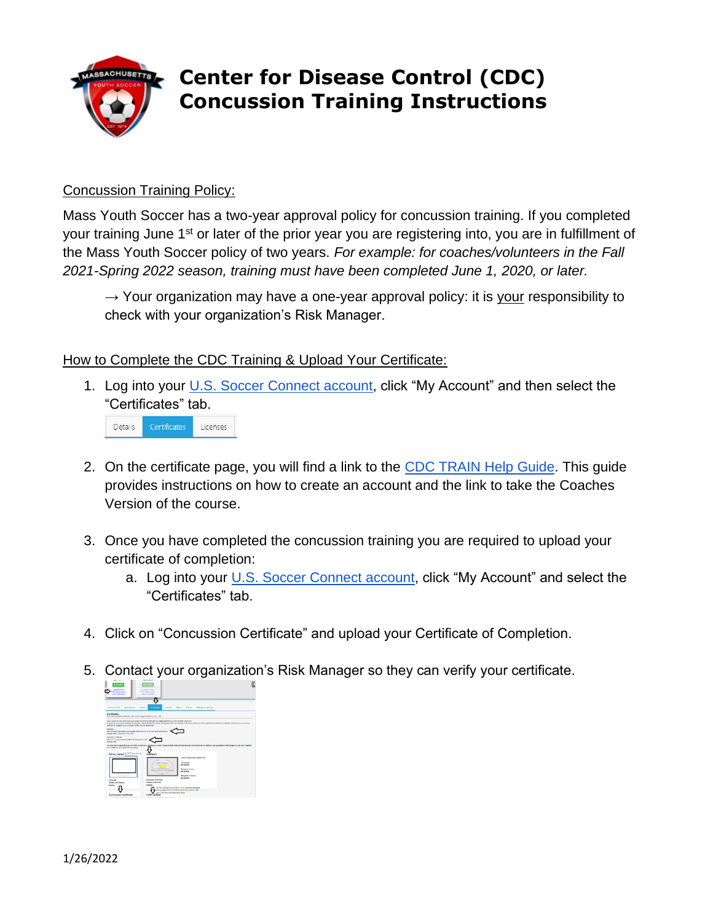# Center for Disease Control (CDC) Concussion Training Instructions

Concussion Training Policy:

Mass Youth Soccer has a two-year approval policy for concussion training. If you completed your training June 1st or later of the prior year you are registering into, you are in fulfillment of the Mass Youth Soccer policy of two years. *For example: for coaches/volunteers in the Fall 2021-Spring 2022 season, training must have been completed June 1, 2020, or later.*

→ Your organization may have a one-year approval policy: it is your responsibility to check with your organization's Risk Manager.

How to Complete the CDC Training & Upload Your Certificate:

1. Log into your U.S. Soccer Connect account, click "My Account" and then select the "Certificates" tab.

   Details | Certificates | Licenses

2. On the certificate page, you will find a link to the CDC TRAIN Help Guide. This guide provides instructions on how to create an account and the link to take the Coaches Version of the course.

3. Once you have completed the concussion training you are required to upload your certificate of completion:
   a. Log into your U.S. Soccer Connect account, click "My Account" and select the "Certificates" tab.

4. Click on "Concussion Certificate" and upload your Certificate of Completion.

5. Contact your organization's Risk Manager so they can verify your certificate.

1/26/2022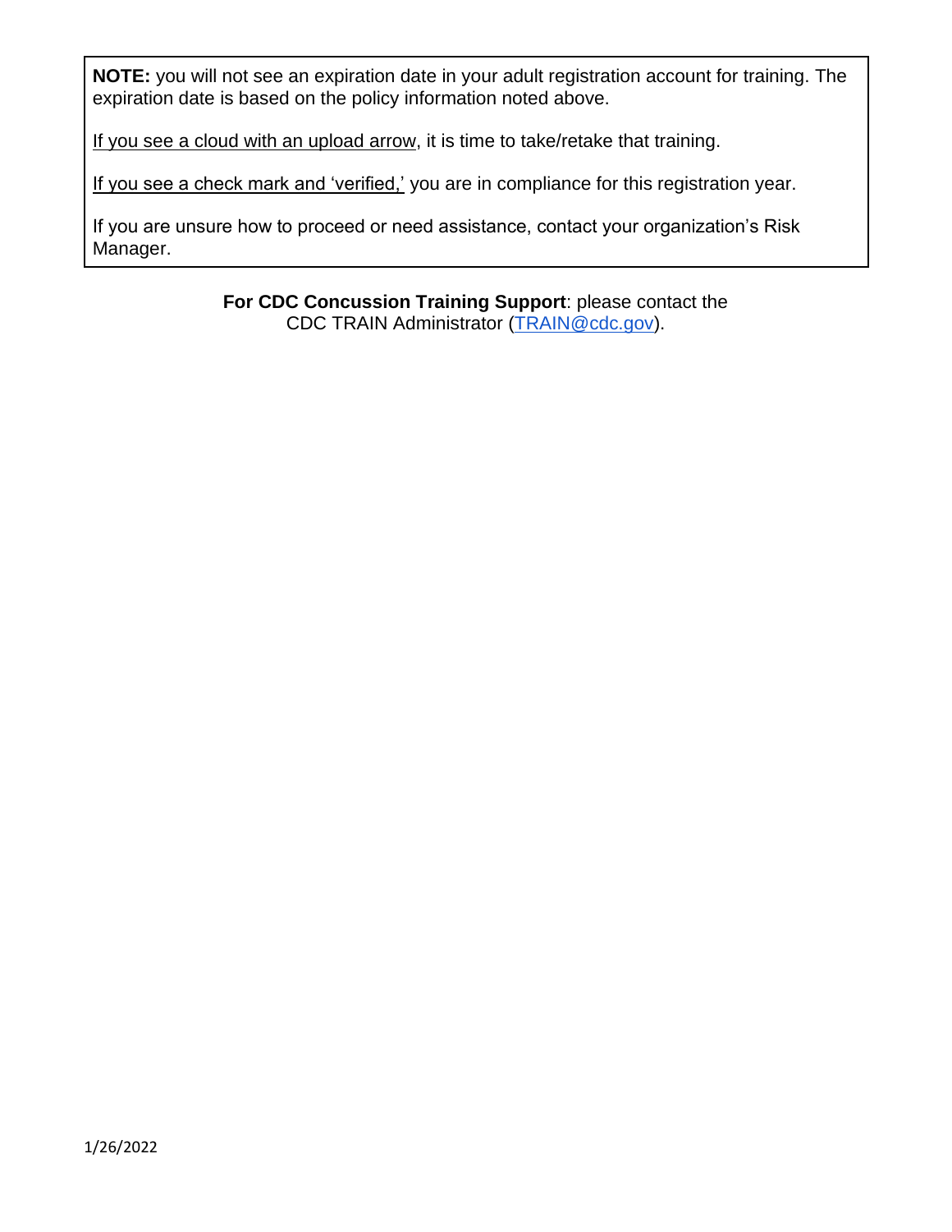**NOTE:** you will not see an expiration date in your adult registration account for training. The expiration date is based on the policy information noted above.

If you see a cloud with an upload arrow, it is time to take/retake that training.

If you see a check mark and 'verified,' you are in compliance for this registration year.

If you are unsure how to proceed or need assistance, contact your organization's Risk Manager.

**For CDC Concussion Training Support**: please contact the CDC TRAIN Administrator (TRAIN@cdc.gov).

1/26/2022